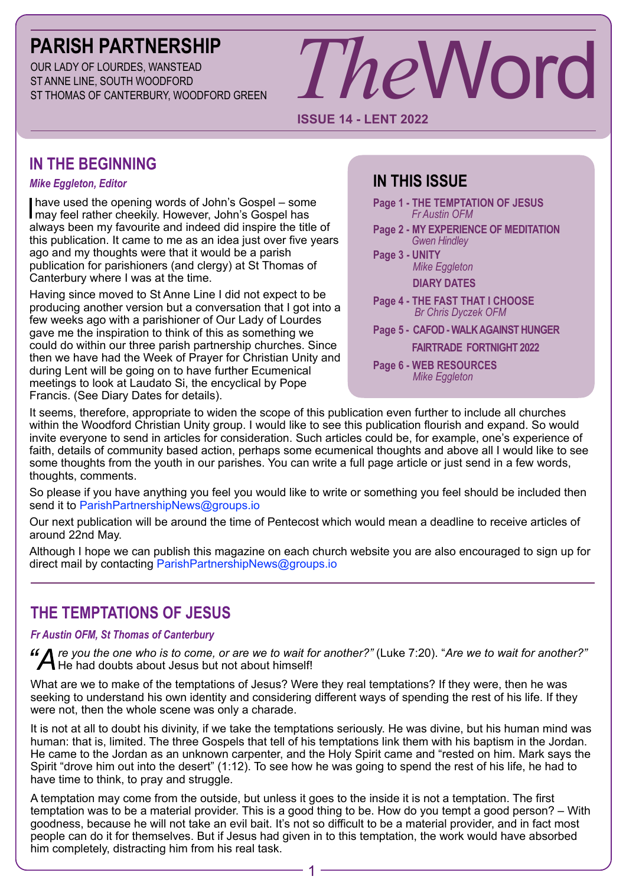# PARISH PARTNERSHIP

OUR LADY OF LOURDES, WANSTEAD
ST ANNE LINE, SOUTH WOODFORD
ST THOMAS OF CANTERBURY, WOODFORD GREEN

# *The*Word

**ISSUE 14 - LENT 2022**

## IN THE BEGINNING

***Mike Eggleton, Editor***

I have used the opening words of John's Gospel – some may feel rather cheekily. However, John's Gospel has always been my favourite and indeed did inspire the title of this publication. It came to me as an idea just over five years ago and my thoughts were that it would be a parish publication for parishioners (and clergy) at St Thomas of Canterbury where I was at the time.

Having since moved to St Anne Line I did not expect to be producing another version but a conversation that I got into a few weeks ago with a parishioner of Our Lady of Lourdes gave me the inspiration to think of this as something we could do within our three parish partnership churches. Since then we have had the Week of Prayer for Christian Unity and during Lent will be going on to have further Ecumenical meetings to look at Laudato Si, the encyclical by Pope Francis. (See Diary Dates for details).

It seems, therefore, appropriate to widen the scope of this publication even further to include all churches within the Woodford Christian Unity group. I would like to see this publication flourish and expand. So would invite everyone to send in articles for consideration. Such articles could be, for example, one's experience of faith, details of community based action, perhaps some ecumenical thoughts and above all I would like to see some thoughts from the youth in our parishes. You can write a full page article or just send in a few words, thoughts, comments.

So please if you have anything you feel you would like to write or something you feel should be included then send it to ParishPartnershipNews@groups.io

Our next publication will be around the time of Pentecost which would mean a deadline to receive articles of around 22nd May.

Although I hope we can publish this magazine on each church website you are also encouraged to sign up for direct mail by contacting ParishPartnershipNews@groups.io

## IN THIS ISSUE

**Page 1 - THE TEMPTATION OF JESUS**
*Fr Austin OFM*

**Page 2 - MY EXPERIENCE OF MEDITATION**
*Gwen Hindley*

**Page 3 - UNITY**
*Mike Eggleton*

**DIARY DATES**

**Page 4 - THE FAST THAT I CHOOSE**
*Br Chris Dyczek OFM*

**Page 5 - CAFOD - WALK AGAINST HUNGER**

**FAIRTRADE FORTNIGHT 2022**

**Page 6 - WEB RESOURCES**
*Mike Eggleton*

## THE TEMPTATIONS OF JESUS

***Fr Austin OFM, St Thomas of Canterbury***

*"Are you the one who is to come, or are we to wait for another?"* (Luke 7:20). "*Are we to wait for another?"* He had doubts about Jesus but not about himself!

What are we to make of the temptations of Jesus? Were they real temptations? If they were, then he was seeking to understand his own identity and considering different ways of spending the rest of his life. If they were not, then the whole scene was only a charade.

It is not at all to doubt his divinity, if we take the temptations seriously. He was divine, but his human mind was human: that is, limited. The three Gospels that tell of his temptations link them with his baptism in the Jordan. He came to the Jordan as an unknown carpenter, and the Holy Spirit came and "rested on him. Mark says the Spirit "drove him out into the desert" (1:12). To see how he was going to spend the rest of his life, he had to have time to think, to pray and struggle.

A temptation may come from the outside, but unless it goes to the inside it is not a temptation. The first temptation was to be a material provider. This is a good thing to be. How do you tempt a good person? – With goodness, because he will not take an evil bait. It's not so difficult to be a material provider, and in fact most people can do it for themselves. But if Jesus had given in to this temptation, the work would have absorbed him completely, distracting him from his real task.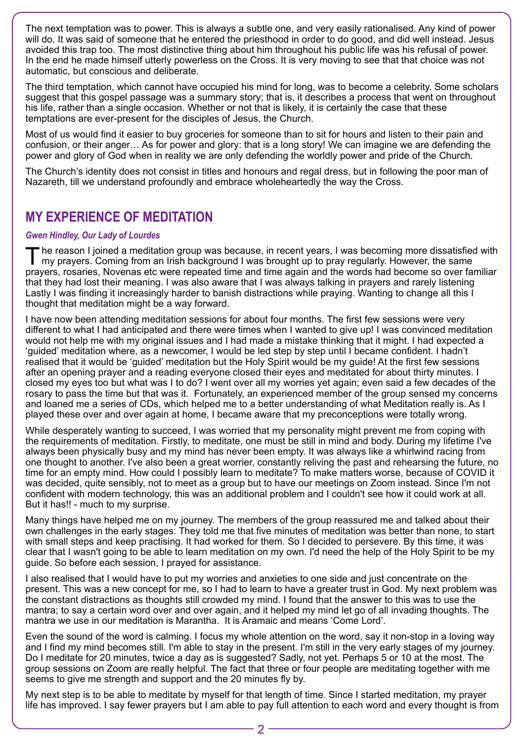The next temptation was to power. This is always a subtle one, and very easily rationalised. Any kind of power will do. It was said of someone that he entered the priesthood in order to do good, and did well instead. Jesus avoided this trap too. The most distinctive thing about him throughout his public life was his refusal of power. In the end he made himself utterly powerless on the Cross. It is very moving to see that that choice was not automatic, but conscious and deliberate.

The third temptation, which cannot have occupied his mind for long, was to become a celebrity. Some scholars suggest that this gospel passage was a summary story; that is, it describes a process that went on throughout his life, rather than a single occasion. Whether or not that is likely, it is certainly the case that these temptations are ever-present for the disciples of Jesus, the Church.

Most of us would find it easier to buy groceries for someone than to sit for hours and listen to their pain and confusion, or their anger… As for power and glory: that is a long story! We can imagine we are defending the power and glory of God when in reality we are only defending the worldly power and pride of the Church.

The Church's identity does not consist in titles and honours and regal dress, but in following the poor man of Nazareth, till we understand profoundly and embrace wholeheartedly the way the Cross.

## MY EXPERIENCE OF MEDITATION

***Gwen Hindley, Our Lady of Lourdes***

The reason I joined a meditation group was because, in recent years, I was becoming more dissatisfied with my prayers. Coming from an Irish background I was brought up to pray regularly. However, the same prayers, rosaries, Novenas etc were repeated time and time again and the words had become so over familiar that they had lost their meaning. I was also aware that I was always talking in prayers and rarely listening Lastly I was finding it increasingly harder to banish distractions while praying. Wanting to change all this I thought that meditation might be a way forward.

I have now been attending meditation sessions for about four months. The first few sessions were very different to what I had anticipated and there were times when I wanted to give up! I was convinced meditation would not help me with my original issues and I had made a mistake thinking that it might. I had expected a 'guided' meditation where, as a newcomer, I would be led step by step until I became confident. I hadn't realised that it would be 'guided' meditation but the Holy Spirit would be my guide! At the first few sessions after an opening prayer and a reading everyone closed their eyes and meditated for about thirty minutes. I closed my eyes too but what was I to do? I went over all my worries yet again; even said a few decades of the rosary to pass the time but that was it. Fortunately, an experienced member of the group sensed my concerns and loaned me a series of CDs, which helped me to a better understanding of what Meditation really is. As I played these over and over again at home, I became aware that my preconceptions were totally wrong.

While desperately wanting to succeed, I was worried that my personality might prevent me from coping with the requirements of meditation. Firstly, to meditate, one must be still in mind and body. During my lifetime I've always been physically busy and my mind has never been empty. It was always like a whirlwind racing from one thought to another. I've also been a great worrier, constantly reliving the past and rehearsing the future, no time for an empty mind. How could I possibly learn to meditate? To make matters worse, because of COVID it was decided, quite sensibly, not to meet as a group but to have our meetings on Zoom instead. Since I'm not confident with modern technology, this was an additional problem and I couldn't see how it could work at all. But it has!! - much to my surprise.

Many things have helped me on my journey. The members of the group reassured me and talked about their own challenges in the early stages. They told me that five minutes of meditation was better than none, to start with small steps and keep practising. It had worked for them. So I decided to persevere. By this time, it was clear that I wasn't going to be able to learn meditation on my own. I'd need the help of the Holy Spirit to be my guide. So before each session, I prayed for assistance.

I also realised that I would have to put my worries and anxieties to one side and just concentrate on the present. This was a new concept for me, so I had to learn to have a greater trust in God. My next problem was the constant distractions as thoughts still crowded my mind. I found that the answer to this was to use the mantra; to say a certain word over and over again, and it helped my mind let go of all invading thoughts. The mantra we use in our meditation is Marantha. It is Aramaic and means 'Come Lord'.

Even the sound of the word is calming. I focus my whole attention on the word, say it non-stop in a loving way and I find my mind becomes still. I'm able to stay in the present. I'm still in the very early stages of my journey. Do I meditate for 20 minutes, twice a day as is suggested? Sadly, not yet. Perhaps 5 or 10 at the most. The group sessions on Zoom are really helpful. The fact that three or four people are meditating together with me seems to give me strength and support and the 20 minutes fly by.

My next step is to be able to meditate by myself for that length of time. Since I started meditation, my prayer life has improved. I say fewer prayers but I am able to pay full attention to each word and every thought is from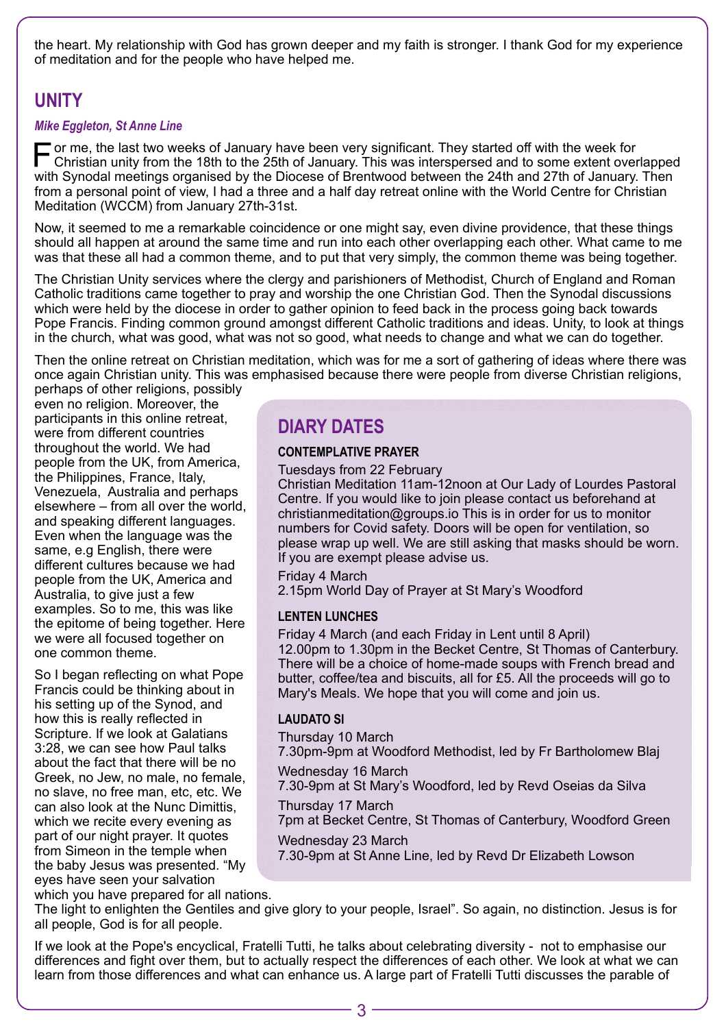the heart. My relationship with God has grown deeper and my faith is stronger. I thank God for my experience of meditation and for the people who have helped me.

## UNITY

***Mike Eggleton, St Anne Line***

For me, the last two weeks of January have been very significant. They started off with the week for Christian unity from the 18th to the 25th of January. This was interspersed and to some extent overlapped with Synodal meetings organised by the Diocese of Brentwood between the 24th and 27th of January. Then from a personal point of view, I had a three and a half day retreat online with the World Centre for Christian Meditation (WCCM) from January 27th-31st.

Now, it seemed to me a remarkable coincidence or one might say, even divine providence, that these things should all happen at around the same time and run into each other overlapping each other. What came to me was that these all had a common theme, and to put that very simply, the common theme was being together.

The Christian Unity services where the clergy and parishioners of Methodist, Church of England and Roman Catholic traditions came together to pray and worship the one Christian God. Then the Synodal discussions which were held by the diocese in order to gather opinion to feed back in the process going back towards Pope Francis. Finding common ground amongst different Catholic traditions and ideas. Unity, to look at things in the church, what was good, what was not so good, what needs to change and what we can do together.

Then the online retreat on Christian meditation, which was for me a sort of gathering of ideas where there was once again Christian unity. This was emphasised because there were people from diverse Christian religions, perhaps of other religions, possibly even no religion. Moreover, the participants in this online retreat, were from different countries throughout the world. We had people from the UK, from America, the Philippines, France, Italy, Venezuela, Australia and perhaps elsewhere – from all over the world, and speaking different languages. Even when the language was the same, e.g English, there were different cultures because we had people from the UK, America and Australia, to give just a few examples. So to me, this was like the epitome of being together. Here we were all focused together on one common theme.

So I began reflecting on what Pope Francis could be thinking about in his setting up of the Synod, and how this is really reflected in Scripture. If we look at Galatians 3:28, we can see how Paul talks about the fact that there will be no Greek, no Jew, no male, no female, no slave, no free man, etc, etc. We can also look at the Nunc Dimittis, which we recite every evening as part of our night prayer. It quotes from Simeon in the temple when the baby Jesus was presented. “My eyes have seen your salvation which you have prepared for all nations. The light to enlighten the Gentiles and give glory to your people, Israel”. So again, no distinction. Jesus is for all people, God is for all people.

If we look at the Pope's encyclical, Fratelli Tutti, he talks about celebrating diversity - not to emphasise our differences and fight over them, but to actually respect the differences of each other. We look at what we can learn from those differences and what can enhance us. A large part of Fratelli Tutti discusses the parable of

## DIARY DATES

### CONTEMPLATIVE PRAYER

Tuesdays from 22 February
Christian Meditation 11am-12noon at Our Lady of Lourdes Pastoral Centre. If you would like to join please contact us beforehand at christianmeditation@groups.io This is in order for us to monitor numbers for Covid safety. Doors will be open for ventilation, so please wrap up well. We are still asking that masks should be worn. If you are exempt please advise us.

Friday 4 March
2.15pm World Day of Prayer at St Mary's Woodford

### LENTEN LUNCHES

Friday 4 March (and each Friday in Lent until 8 April)
12.00pm to 1.30pm in the Becket Centre, St Thomas of Canterbury. There will be a choice of home-made soups with French bread and butter, coffee/tea and biscuits, all for £5. All the proceeds will go to Mary's Meals. We hope that you will come and join us.

### LAUDATO SI

Thursday 10 March
7.30pm-9pm at Woodford Methodist, led by Fr Bartholomew Blaj

Wednesday 16 March
7.30-9pm at St Mary's Woodford, led by Revd Oseias da Silva

Thursday 17 March
7pm at Becket Centre, St Thomas of Canterbury, Woodford Green

Wednesday 23 March
7.30-9pm at St Anne Line, led by Revd Dr Elizabeth Lowson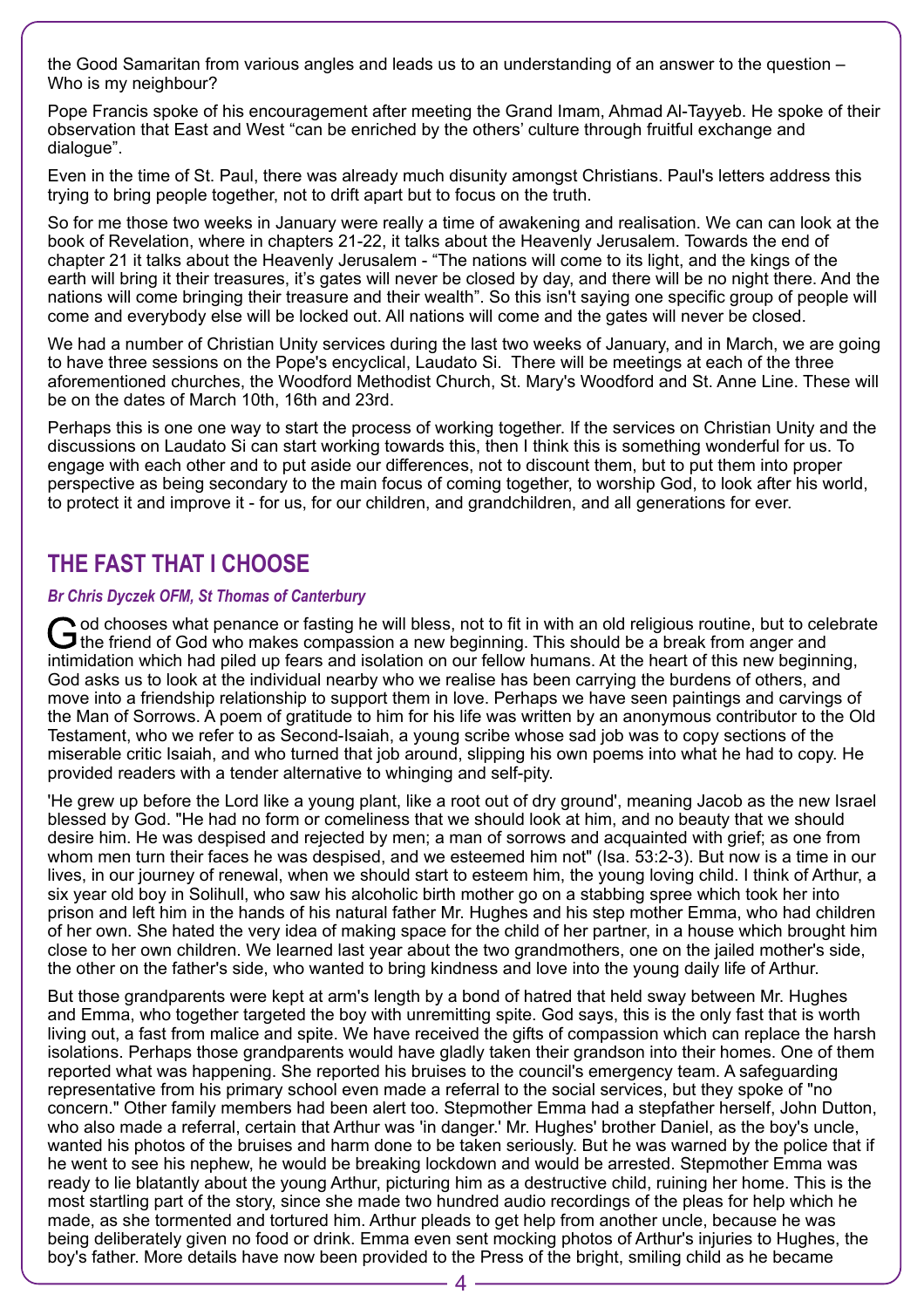the Good Samaritan from various angles and leads us to an understanding of an answer to the question – Who is my neighbour?

Pope Francis spoke of his encouragement after meeting the Grand Imam, Ahmad Al-Tayyeb. He spoke of their observation that East and West "can be enriched by the others' culture through fruitful exchange and dialogue".

Even in the time of St. Paul, there was already much disunity amongst Christians. Paul's letters address this trying to bring people together, not to drift apart but to focus on the truth.

So for me those two weeks in January were really a time of awakening and realisation. We can can look at the book of Revelation, where in chapters 21-22, it talks about the Heavenly Jerusalem. Towards the end of chapter 21 it talks about the Heavenly Jerusalem - "The nations will come to its light, and the kings of the earth will bring it their treasures, it's gates will never be closed by day, and there will be no night there. And the nations will come bringing their treasure and their wealth". So this isn't saying one specific group of people will come and everybody else will be locked out. All nations will come and the gates will never be closed.

We had a number of Christian Unity services during the last two weeks of January, and in March, we are going to have three sessions on the Pope's encyclical, Laudato Si. There will be meetings at each of the three aforementioned churches, the Woodford Methodist Church, St. Mary's Woodford and St. Anne Line. These will be on the dates of March 10th, 16th and 23rd.

Perhaps this is one one way to start the process of working together. If the services on Christian Unity and the discussions on Laudato Si can start working towards this, then I think this is something wonderful for us. To engage with each other and to put aside our differences, not to discount them, but to put them into proper perspective as being secondary to the main focus of coming together, to worship God, to look after his world, to protect it and improve it - for us, for our children, and grandchildren, and all generations for ever.

## THE FAST THAT I CHOOSE

***Br Chris Dyczek OFM, St Thomas of Canterbury***

God chooses what penance or fasting he will bless, not to fit in with an old religious routine, but to celebrate the friend of God who makes compassion a new beginning. This should be a break from anger and intimidation which had piled up fears and isolation on our fellow humans. At the heart of this new beginning, God asks us to look at the individual nearby who we realise has been carrying the burdens of others, and move into a friendship relationship to support them in love. Perhaps we have seen paintings and carvings of the Man of Sorrows. A poem of gratitude to him for his life was written by an anonymous contributor to the Old Testament, who we refer to as Second-Isaiah, a young scribe whose sad job was to copy sections of the miserable critic Isaiah, and who turned that job around, slipping his own poems into what he had to copy. He provided readers with a tender alternative to whinging and self-pity.

'He grew up before the Lord like a young plant, like a root out of dry ground', meaning Jacob as the new Israel blessed by God. "He had no form or comeliness that we should look at him, and no beauty that we should desire him. He was despised and rejected by men; a man of sorrows and acquainted with grief; as one from whom men turn their faces he was despised, and we esteemed him not" (Isa. 53:2-3). But now is a time in our lives, in our journey of renewal, when we should start to esteem him, the young loving child. I think of Arthur, a six year old boy in Solihull, who saw his alcoholic birth mother go on a stabbing spree which took her into prison and left him in the hands of his natural father Mr. Hughes and his step mother Emma, who had children of her own. She hated the very idea of making space for the child of her partner, in a house which brought him close to her own children. We learned last year about the two grandmothers, one on the jailed mother's side, the other on the father's side, who wanted to bring kindness and love into the young daily life of Arthur.

But those grandparents were kept at arm's length by a bond of hatred that held sway between Mr. Hughes and Emma, who together targeted the boy with unremitting spite. God says, this is the only fast that is worth living out, a fast from malice and spite. We have received the gifts of compassion which can replace the harsh isolations. Perhaps those grandparents would have gladly taken their grandson into their homes. One of them reported what was happening. She reported his bruises to the council's emergency team. A safeguarding representative from his primary school even made a referral to the social services, but they spoke of "no concern." Other family members had been alert too. Stepmother Emma had a stepfather herself, John Dutton, who also made a referral, certain that Arthur was 'in danger.' Mr. Hughes' brother Daniel, as the boy's uncle, wanted his photos of the bruises and harm done to be taken seriously. But he was warned by the police that if he went to see his nephew, he would be breaking lockdown and would be arrested. Stepmother Emma was ready to lie blatantly about the young Arthur, picturing him as a destructive child, ruining her home. This is the most startling part of the story, since she made two hundred audio recordings of the pleas for help which he made, as she tormented and tortured him. Arthur pleads to get help from another uncle, because he was being deliberately given no food or drink. Emma even sent mocking photos of Arthur's injuries to Hughes, the boy's father. More details have now been provided to the Press of the bright, smiling child as he became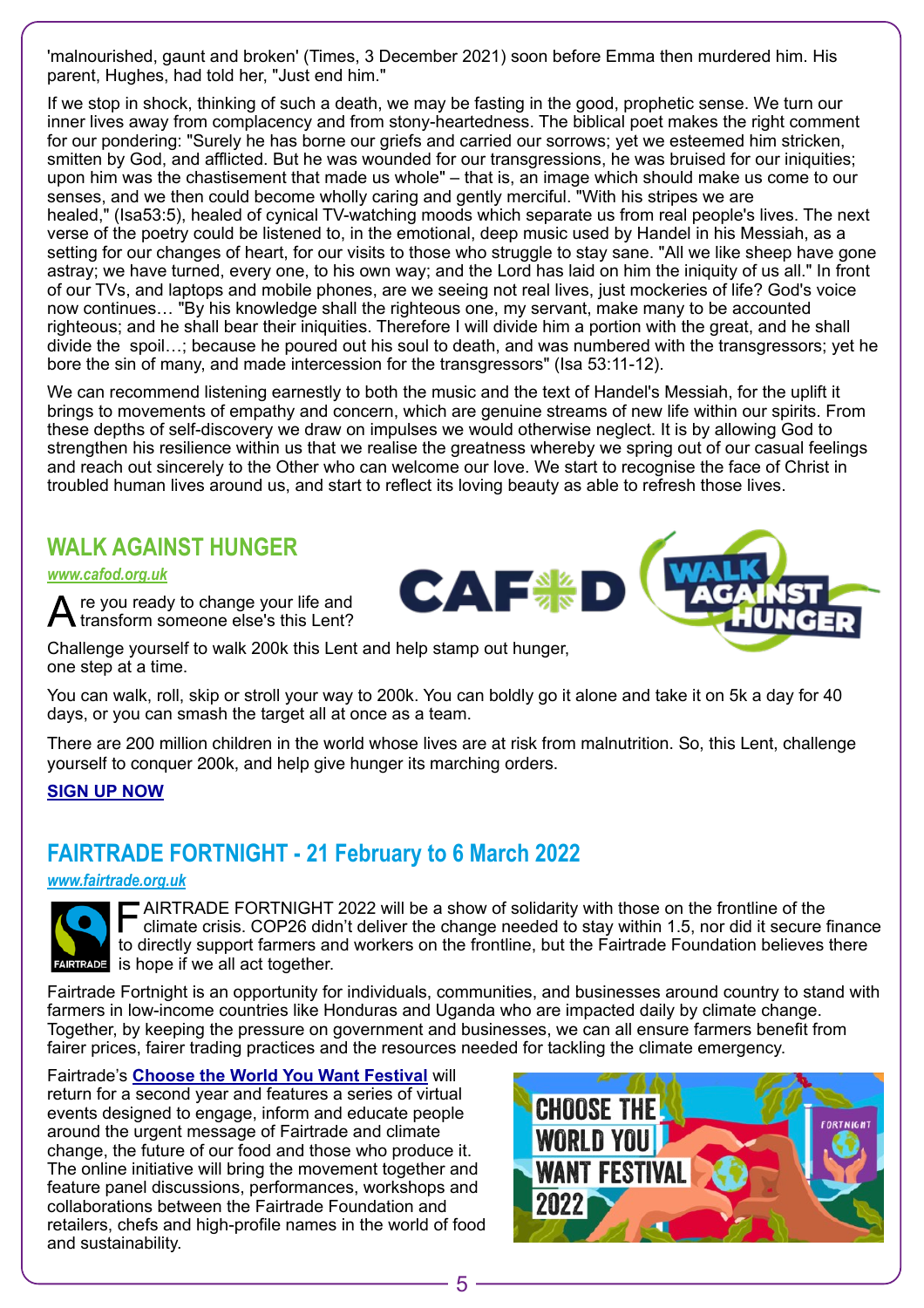'malnourished, gaunt and broken' (Times, 3 December 2021) soon before Emma then murdered him. His parent, Hughes, had told her, "Just end him."

If we stop in shock, thinking of such a death, we may be fasting in the good, prophetic sense. We turn our inner lives away from complacency and from stony-heartedness. The biblical poet makes the right comment for our pondering: "Surely he has borne our griefs and carried our sorrows; yet we esteemed him stricken, smitten by God, and afflicted. But he was wounded for our transgressions, he was bruised for our iniquities; upon him was the chastisement that made us whole" – that is, an image which should make us come to our senses, and we then could become wholly caring and gently merciful. "With his stripes we are healed," (Isa53:5), healed of cynical TV-watching moods which separate us from real people's lives. The next verse of the poetry could be listened to, in the emotional, deep music used by Handel in his Messiah, as a setting for our changes of heart, for our visits to those who struggle to stay sane. "All we like sheep have gone astray; we have turned, every one, to his own way; and the Lord has laid on him the iniquity of us all." In front of our TVs, and laptops and mobile phones, are we seeing not real lives, just mockeries of life? God's voice now continues… "By his knowledge shall the righteous one, my servant, make many to be accounted righteous; and he shall bear their iniquities. Therefore I will divide him a portion with the great, and he shall divide the spoil…; because he poured out his soul to death, and was numbered with the transgressors; yet he bore the sin of many, and made intercession for the transgressors" (Isa 53:11-12).

We can recommend listening earnestly to both the music and the text of Handel's Messiah, for the uplift it brings to movements of empathy and concern, which are genuine streams of new life within our spirits. From these depths of self-discovery we draw on impulses we would otherwise neglect. It is by allowing God to strengthen his resilience within us that we realise the greatness whereby we spring out of our casual feelings and reach out sincerely to the Other who can welcome our love. We start to recognise the face of Christ in troubled human lives around us, and start to reflect its loving beauty as able to refresh those lives.

## WALK AGAINST HUNGER

*www.cafod.org.uk*

Are you ready to change your life and transform someone else's this Lent?

Challenge yourself to walk 200k this Lent and help stamp out hunger, one step at a time.

You can walk, roll, skip or stroll your way to 200k. You can boldly go it alone and take it on 5k a day for 40 days, or you can smash the target all at once as a team.

There are 200 million children in the world whose lives are at risk from malnutrition. So, this Lent, challenge yourself to conquer 200k, and help give hunger its marching orders.

**SIGN UP NOW**

## FAIRTRADE FORTNIGHT - 21 February to 6 March 2022

*www.fairtrade.org.uk*

FAIRTRADE FORTNIGHT 2022 will be a show of solidarity with those on the frontline of the climate crisis. COP26 didn't deliver the change needed to stay within 1.5, nor did it secure finance to directly support farmers and workers on the frontline, but the Fairtrade Foundation believes there is hope if we all act together.

Fairtrade Fortnight is an opportunity for individuals, communities, and businesses around country to stand with farmers in low-income countries like Honduras and Uganda who are impacted daily by climate change. Together, by keeping the pressure on government and businesses, we can all ensure farmers benefit from fairer prices, fairer trading practices and the resources needed for tackling the climate emergency.

Fairtrade's **Choose the World You Want Festival** will return for a second year and features a series of virtual events designed to engage, inform and educate people around the urgent message of Fairtrade and climate change, the future of our food and those who produce it. The online initiative will bring the movement together and feature panel discussions, performances, workshops and collaborations between the Fairtrade Foundation and retailers, chefs and high-profile names in the world of food and sustainability.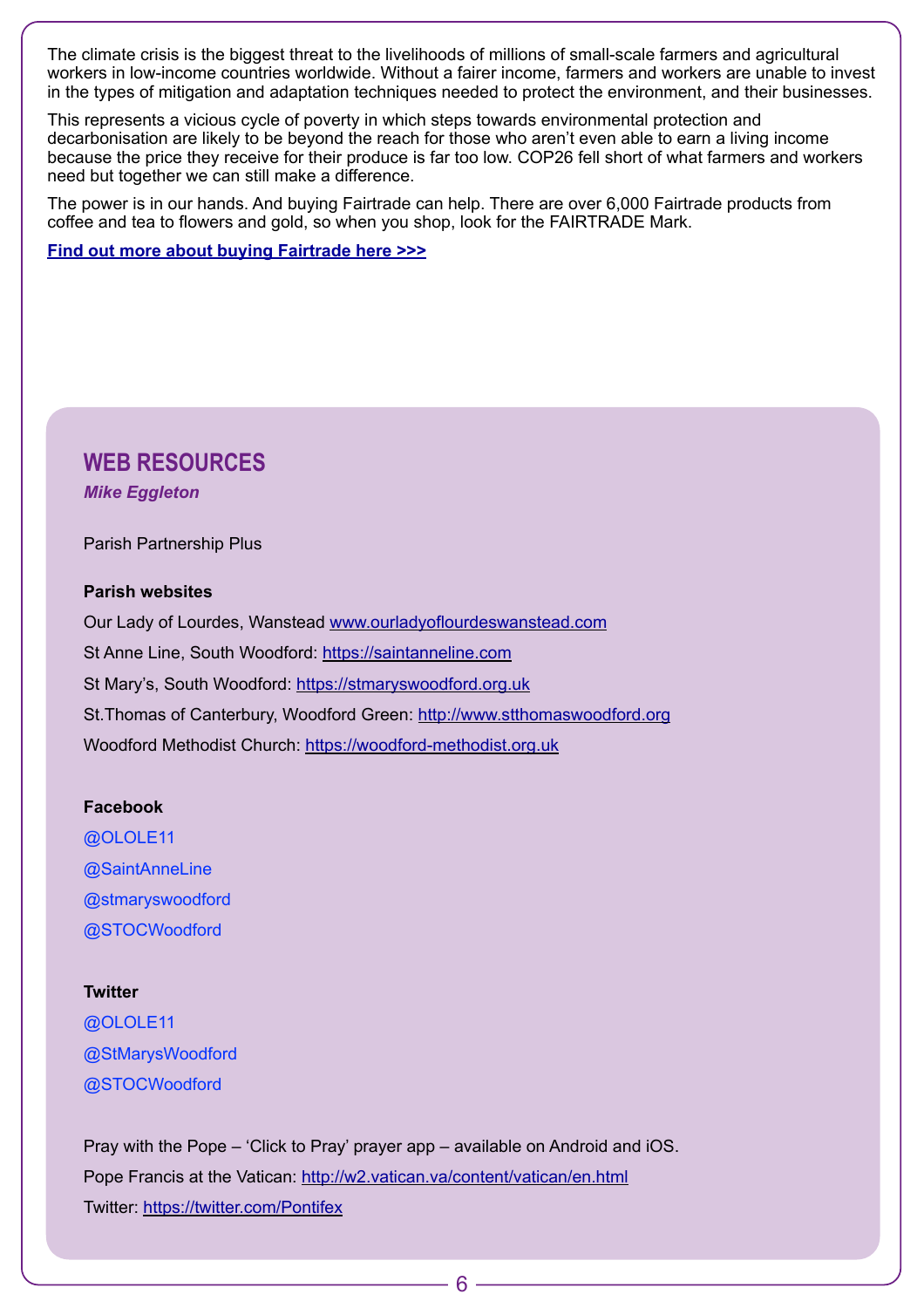The climate crisis is the biggest threat to the livelihoods of millions of small-scale farmers and agricultural workers in low-income countries worldwide. Without a fairer income, farmers and workers are unable to invest in the types of mitigation and adaptation techniques needed to protect the environment, and their businesses.

This represents a vicious cycle of poverty in which steps towards environmental protection and decarbonisation are likely to be beyond the reach for those who aren't even able to earn a living income because the price they receive for their produce is far too low. COP26 fell short of what farmers and workers need but together we can still make a difference.

The power is in our hands. And buying Fairtrade can help. There are over 6,000 Fairtrade products from coffee and tea to flowers and gold, so when you shop, look for the FAIRTRADE Mark.

**Find out more about buying Fairtrade here >>>**

## WEB RESOURCES

***Mike Eggleton***

Parish Partnership Plus

**Parish websites**

Our Lady of Lourdes, Wanstead www.ourladyoflourdeswanstead.com

St Anne Line, South Woodford: https://saintanneline.com

St Mary's, South Woodford: https://stmaryswoodford.org.uk

St.Thomas of Canterbury, Woodford Green: http://www.stthomaswoodford.org

Woodford Methodist Church: https://woodford-methodist.org.uk

**Facebook**

@OLOLE11

@SaintAnneLine

@stmaryswoodford

@STOCWoodford

**Twitter**

@OLOLE11

@StMarysWoodford

@STOCWoodford

Pray with the Pope – 'Click to Pray' prayer app – available on Android and iOS.

Pope Francis at the Vatican: http://w2.vatican.va/content/vatican/en.html

Twitter: https://twitter.com/Pontifex